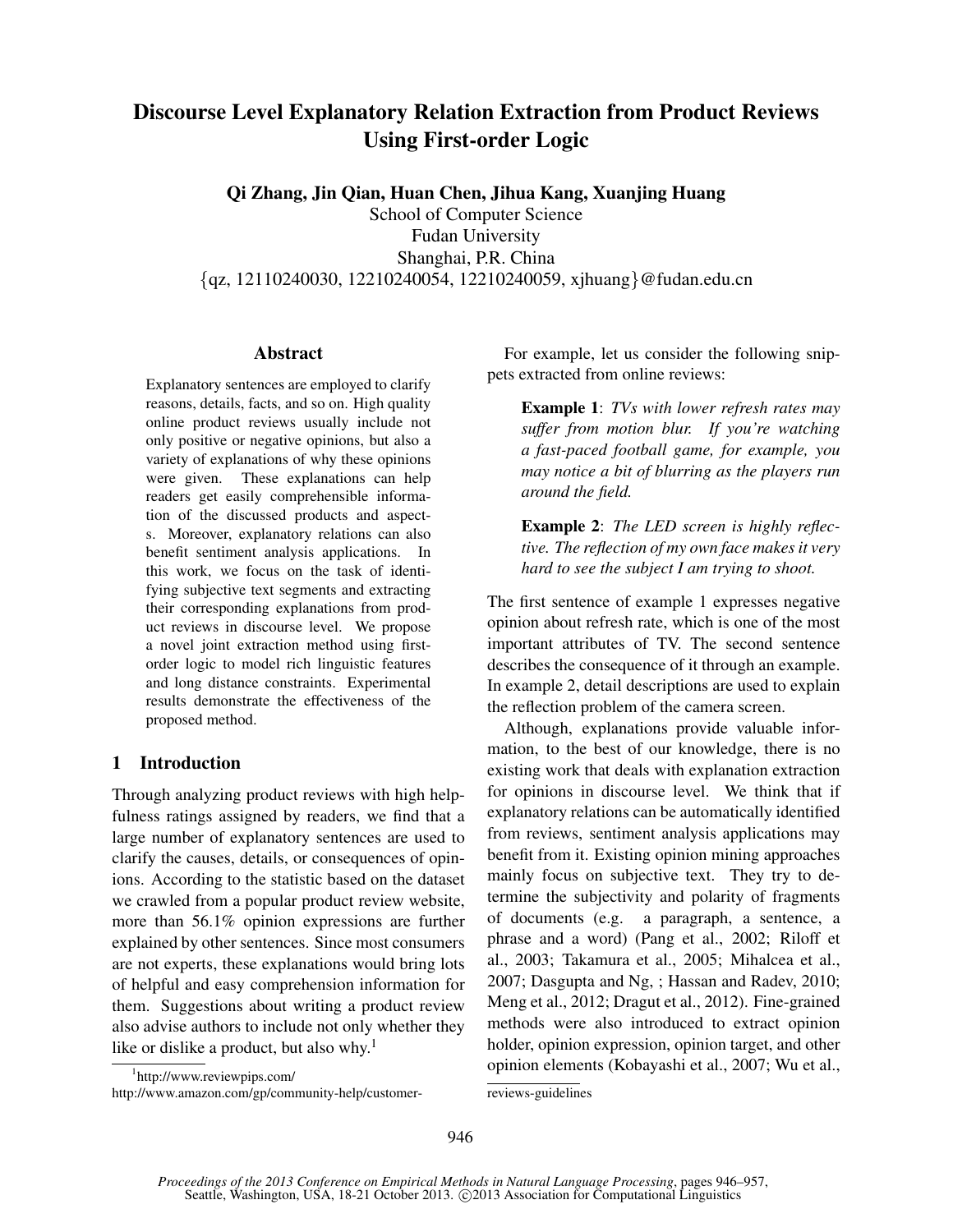# Discourse Level Explanatory Relation Extraction from Product Reviews Using First-order Logic

**Qi Zhang, Jin Qian, Huan Chen, Jihua Kang, Xuanjing Huang**
School of Computer Science
Fudan University
Shanghai, P.R. China
{qz, 12110240030, 12210240054, 12210240059, xjhuang}@fudan.edu.cn

## Abstract

Explanatory sentences are employed to clarify reasons, details, facts, and so on. High quality online product reviews usually include not only positive or negative opinions, but also a variety of explanations of why these opinions were given. These explanations can help readers get easily comprehensible information of the discussed products and aspects. Moreover, explanatory relations can also benefit sentiment analysis applications. In this work, we focus on the task of identifying subjective text segments and extracting their corresponding explanations from product reviews in discourse level. We propose a novel joint extraction method using first-order logic to model rich linguistic features and long distance constraints. Experimental results demonstrate the effectiveness of the proposed method.

## 1 Introduction

Through analyzing product reviews with high helpfulness ratings assigned by readers, we find that a large number of explanatory sentences are used to clarify the causes, details, or consequences of opinions. According to the statistic based on the dataset we crawled from a popular product review website, more than 56.1% opinion expressions are further explained by other sentences. Since most consumers are not experts, these explanations would bring lots of helpful and easy comprehension information for them. Suggestions about writing a product review also advise authors to include not only whether they like or dislike a product, but also why.[1]

For example, let us consider the following snippets extracted from online reviews:

> **Example 1**: *TVs with lower refresh rates may suffer from motion blur. If you're watching a fast-paced football game, for example, you may notice a bit of blurring as the players run around the field.*

> **Example 2**: *The LED screen is highly reflective. The reflection of my own face makes it very hard to see the subject I am trying to shoot.*

The first sentence of example 1 expresses negative opinion about refresh rate, which is one of the most important attributes of TV. The second sentence describes the consequence of it through an example. In example 2, detail descriptions are used to explain the reflection problem of the camera screen.

Although, explanations provide valuable information, to the best of our knowledge, there is no existing work that deals with explanation extraction for opinions in discourse level. We think that if explanatory relations can be automatically identified from reviews, sentiment analysis applications may benefit from it. Existing opinion mining approaches mainly focus on subjective text. They try to determine the subjectivity and polarity of fragments of documents (e.g. a paragraph, a sentence, a phrase and a word) (Pang et al., 2002; Riloff et al., 2003; Takamura et al., 2005; Mihalcea et al., 2007; Dasgupta and Ng, ; Hassan and Radev, 2010; Meng et al., 2012; Dragut et al., 2012). Fine-grained methods were also introduced to extract opinion holder, opinion expression, opinion target, and other opinion elements (Kobayashi et al., 2007; Wu et al.,

[1] http://www.reviewpips.com/
http://www.amazon.com/gp/community-help/customer-reviews-guidelines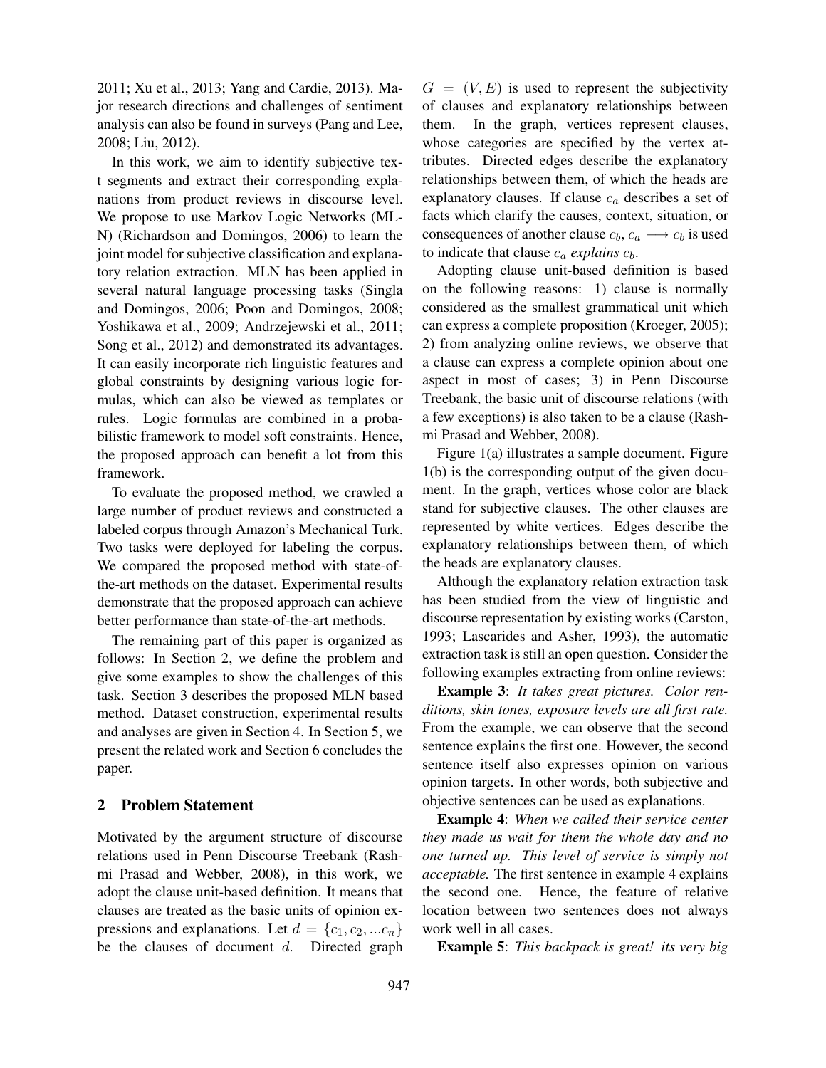2011; Xu et al., 2013; Yang and Cardie, 2013). Major research directions and challenges of sentiment analysis can also be found in surveys (Pang and Lee, 2008; Liu, 2012).

In this work, we aim to identify subjective text segments and extract their corresponding explanations from product reviews in discourse level. We propose to use Markov Logic Networks (MLN) (Richardson and Domingos, 2006) to learn the joint model for subjective classification and explanatory relation extraction. MLN has been applied in several natural language processing tasks (Singla and Domingos, 2006; Poon and Domingos, 2008; Yoshikawa et al., 2009; Andrzejewski et al., 2011; Song et al., 2012) and demonstrated its advantages. It can easily incorporate rich linguistic features and global constraints by designing various logic formulas, which can also be viewed as templates or rules. Logic formulas are combined in a probabilistic framework to model soft constraints. Hence, the proposed approach can benefit a lot from this framework.

To evaluate the proposed method, we crawled a large number of product reviews and constructed a labeled corpus through Amazon's Mechanical Turk. Two tasks were deployed for labeling the corpus. We compared the proposed method with state-of-the-art methods on the dataset. Experimental results demonstrate that the proposed approach can achieve better performance than state-of-the-art methods.

The remaining part of this paper is organized as follows: In Section 2, we define the problem and give some examples to show the challenges of this task. Section 3 describes the proposed MLN based method. Dataset construction, experimental results and analyses are given in Section 4. In Section 5, we present the related work and Section 6 concludes the paper.

## 2 Problem Statement

Motivated by the argument structure of discourse relations used in Penn Discourse Treebank (Rashmi Prasad and Webber, 2008), in this work, we adopt the clause unit-based definition. It means that clauses are treated as the basic units of opinion expressions and explanations. Let $d = \{c_1, c_2, ...c_n\}$ be the clauses of document $d$. Directed graph $G = (V, E)$ is used to represent the subjectivity of clauses and explanatory relationships between them. In the graph, vertices represent clauses, whose categories are specified by the vertex attributes. Directed edges describe the explanatory relationships between them, of which the heads are explanatory clauses. If clause $c_a$ describes a set of facts which clarify the causes, context, situation, or consequences of another clause $c_b$, $c_a \longrightarrow c_b$ is used to indicate that clause $c_a$ *explains* $c_b$.

Adopting clause unit-based definition is based on the following reasons: 1) clause is normally considered as the smallest grammatical unit which can express a complete proposition (Kroeger, 2005); 2) from analyzing online reviews, we observe that a clause can express a complete opinion about one aspect in most of cases; 3) in Penn Discourse Treebank, the basic unit of discourse relations (with a few exceptions) is also taken to be a clause (Rashmi Prasad and Webber, 2008).

Figure 1(a) illustrates a sample document. Figure 1(b) is the corresponding output of the given document. In the graph, vertices whose color are black stand for subjective clauses. The other clauses are represented by white vertices. Edges describe the explanatory relationships between them, of which the heads are explanatory clauses.

Although the explanatory relation extraction task has been studied from the view of linguistic and discourse representation by existing works (Carston, 1993; Lascarides and Asher, 1993), the automatic extraction task is still an open question. Consider the following examples extracting from online reviews:

**Example 3**: *It takes great pictures. Color renditions, skin tones, exposure levels are all first rate.* From the example, we can observe that the second sentence explains the first one. However, the second sentence itself also expresses opinion on various opinion targets. In other words, both subjective and objective sentences can be used as explanations.

**Example 4**: *When we called their service center they made us wait for them the whole day and no one turned up. This level of service is simply not acceptable.* The first sentence in example 4 explains the second one. Hence, the feature of relative location between two sentences does not always work well in all cases.

**Example 5**: *This backpack is great! its very big*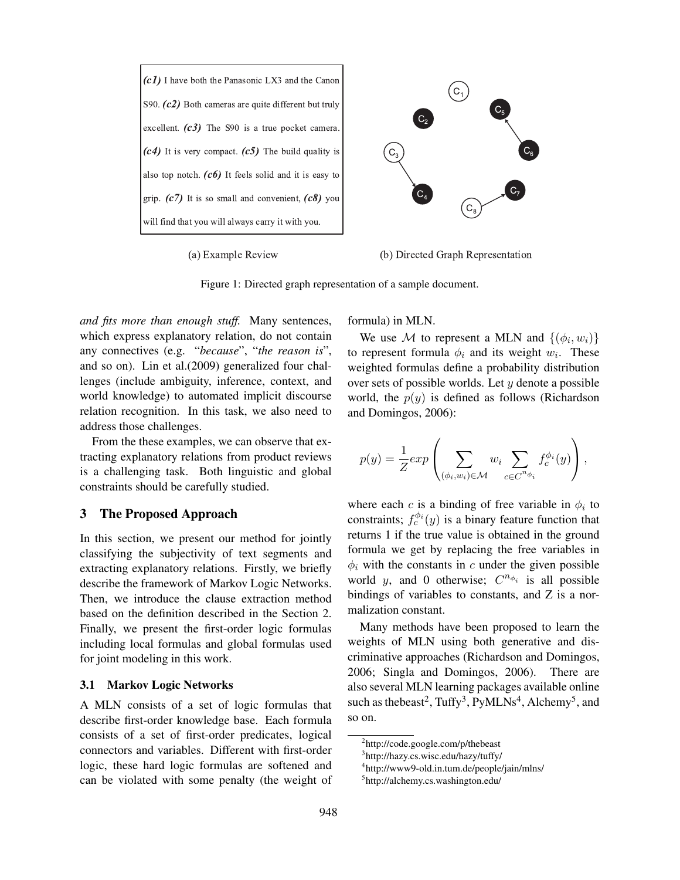*(c1)* I have both the Panasonic LX3 and the Canon S90. *(c2)* Both cameras are quite different but truly excellent. *(c3)* The S90 is a true pocket camera. *(c4)* It is very compact. *(c5)* The build quality is also top notch. *(c6)* It feels solid and it is easy to grip. *(c7)* It is so small and convenient, *(c8)* you will find that you will always carry it with you.

(a) Example Review

(b) Directed Graph Representation

Figure 1: Directed graph representation of a sample document.

*and fits more than enough stuff.* Many sentences, which express explanatory relation, do not contain any connectives (e.g. "*because*", "*the reason is*", and so on). Lin et al.(2009) generalized four challenges (include ambiguity, inference, context, and world knowledge) to automated implicit discourse relation recognition. In this task, we also need to address those challenges.

From the these examples, we can observe that extracting explanatory relations from product reviews is a challenging task. Both linguistic and global constraints should be carefully studied.

## 3 The Proposed Approach

In this section, we present our method for jointly classifying the subjectivity of text segments and extracting explanatory relations. Firstly, we briefly describe the framework of Markov Logic Networks. Then, we introduce the clause extraction method based on the definition described in the Section 2. Finally, we present the first-order logic formulas including local formulas and global formulas used for joint modeling in this work.

### 3.1 Markov Logic Networks

A MLN consists of a set of logic formulas that describe first-order knowledge base. Each formula consists of a set of first-order predicates, logical connectors and variables. Different with first-order logic, these hard logic formulas are softened and can be violated with some penalty (the weight of formula) in MLN.

We use $\mathcal{M}$ to represent a MLN and $\{(\phi_i, w_i)\}$ to represent formula $\phi_i$ and its weight $w_i$. These weighted formulas define a probability distribution over sets of possible worlds. Let $y$ denote a possible world, the $p(y)$ is defined as follows (Richardson and Domingos, 2006):

$$p(y) = \frac{1}{Z} exp \left( \sum_{(\phi_i, w_i) \in \mathcal{M}} w_i \sum_{c \in C^{n_{\phi_i}}} f_c^{\phi_i}(y) \right),$$

where each $c$ is a binding of free variable in $\phi_i$ to constraints; $f_c^{\phi_i}(y)$ is a binary feature function that returns 1 if the true value is obtained in the ground formula we get by replacing the free variables in $\phi_i$ with the constants in $c$ under the given possible world $y$, and 0 otherwise; $C^{n_{\phi_i}}$ is all possible bindings of variables to constants, and Z is a normalization constant.

Many methods have been proposed to learn the weights of MLN using both generative and discriminative approaches (Richardson and Domingos, 2006; Singla and Domingos, 2006). There are also several MLN learning packages available online such as thebeast[2], Tuffy[3], PyMLNs[4], Alchemy[5], and so on.

[2] http://code.google.com/p/thebeast

[3] http://hazy.cs.wisc.edu/hazy/tuffy/

[4] http://www9-old.in.tum.de/people/jain/mlns/

[5] http://alchemy.cs.washington.edu/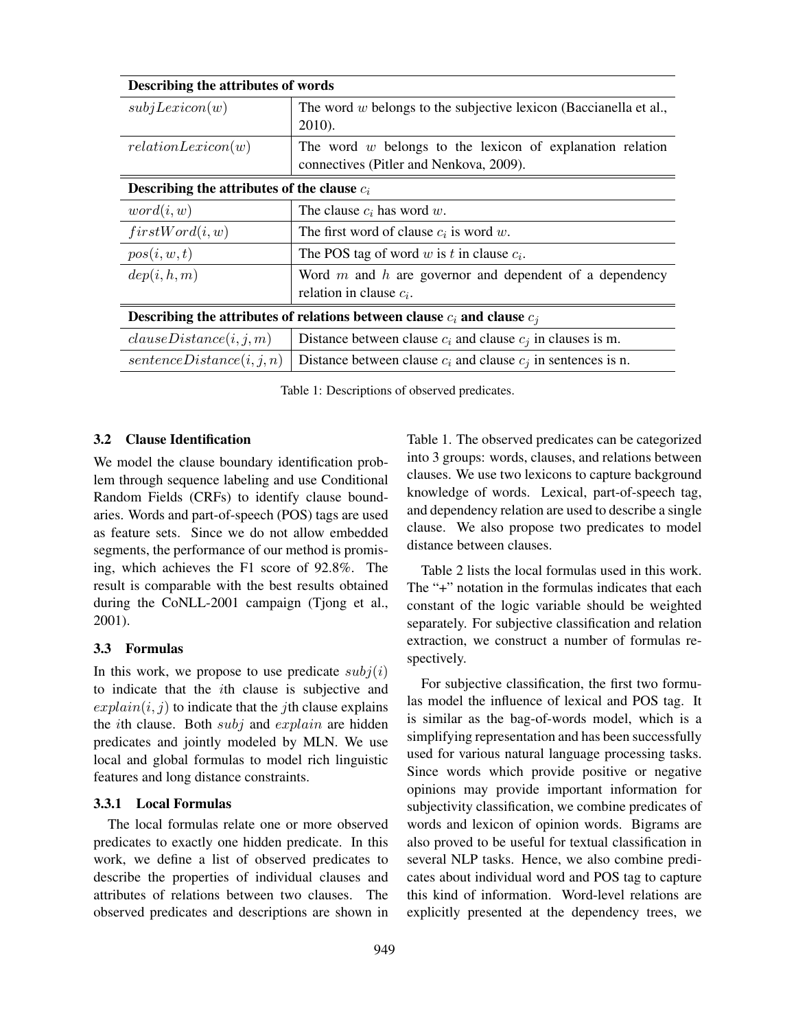| Describing the attributes of words | |
|---|---|
| $subjLexicon(w)$ | The word $w$ belongs to the subjective lexicon (Baccianella et al., 2010). |
| $relationLexicon(w)$ | The word $w$ belongs to the lexicon of explanation relation connectives (Pitler and Nenkova, 2009). |
| **Describing the attributes of the clause $c_i$** | |
| $word(i, w)$ | The clause $c_i$ has word $w$. |
| $firstWord(i, w)$ | The first word of clause $c_i$ is word $w$. |
| $pos(i, w, t)$ | The POS tag of word $w$ is $t$ in clause $c_i$. |
| $dep(i, h, m)$ | Word $m$ and $h$ are governor and dependent of a dependency relation in clause $c_i$. |
| **Describing the attributes of relations between clause $c_i$ and clause $c_j$** | |
| $clauseDistance(i, j, m)$ | Distance between clause $c_i$ and clause $c_j$ in clauses is m. |
| $sentenceDistance(i, j, n)$ | Distance between clause $c_i$ and clause $c_j$ in sentences is n. |

Table 1: Descriptions of observed predicates.

### 3.2 Clause Identification

We model the clause boundary identification problem through sequence labeling and use Conditional Random Fields (CRFs) to identify clause boundaries. Words and part-of-speech (POS) tags are used as feature sets. Since we do not allow embedded segments, the performance of our method is promising, which achieves the F1 score of 92.8%. The result is comparable with the best results obtained during the CoNLL-2001 campaign (Tjong et al., 2001).

### 3.3 Formulas

In this work, we propose to use predicate $subj(i)$ to indicate that the $i$th clause is subjective and $explain(i, j)$ to indicate that the $j$th clause explains the $i$th clause. Both $subj$ and $explain$ are hidden predicates and jointly modeled by MLN. We use local and global formulas to model rich linguistic features and long distance constraints.

#### 3.3.1 Local Formulas

The local formulas relate one or more observed predicates to exactly one hidden predicate. In this work, we define a list of observed predicates to describe the properties of individual clauses and attributes of relations between two clauses. The observed predicates and descriptions are shown in Table 1. The observed predicates can be categorized into 3 groups: words, clauses, and relations between clauses. We use two lexicons to capture background knowledge of words. Lexical, part-of-speech tag, and dependency relation are used to describe a single clause. We also propose two predicates to model distance between clauses.

Table 2 lists the local formulas used in this work. The "+" notation in the formulas indicates that each constant of the logic variable should be weighted separately. For subjective classification and relation extraction, we construct a number of formulas respectively.

For subjective classification, the first two formulas model the influence of lexical and POS tag. It is similar as the bag-of-words model, which is a simplifying representation and has been successfully used for various natural language processing tasks. Since words which provide positive or negative opinions may provide important information for subjectivity classification, we combine predicates of words and lexicon of opinion words. Bigrams are also proved to be useful for textual classification in several NLP tasks. Hence, we also combine predicates about individual word and POS tag to capture this kind of information. Word-level relations are explicitly presented at the dependency trees, we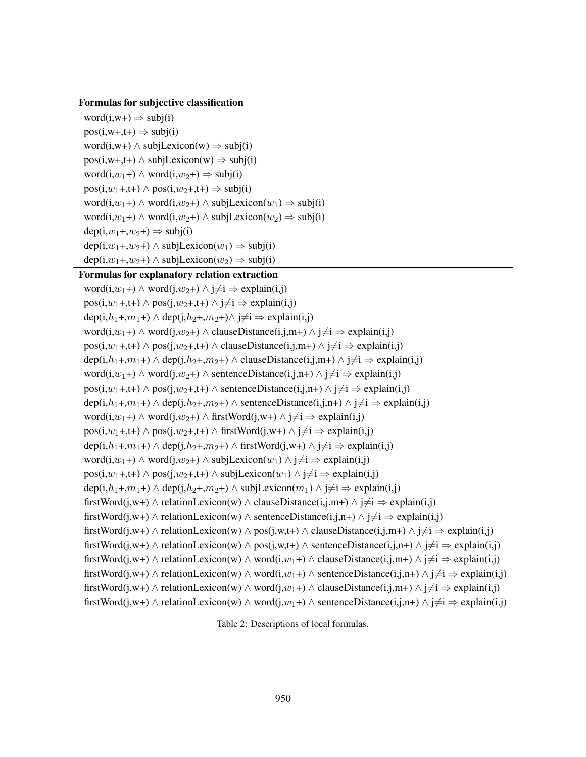| **Formulas for subjective classification** |
|---|
| word(i,w+) $\Rightarrow$ subj(i) |
| pos(i,w+,t+) $\Rightarrow$ subj(i) |
| word(i,w+) $\wedge$ subjLexicon(w) $\Rightarrow$ subj(i) |
| pos(i,w+,t+) $\wedge$ subjLexicon(w) $\Rightarrow$ subj(i) |
| word(i,$w_1$+) $\wedge$ word(i,$w_2$+) $\Rightarrow$ subj(i) |
| pos(i,$w_1$+,t+) $\wedge$ pos(i,$w_2$+,t+) $\Rightarrow$ subj(i) |
| word(i,$w_1$+) $\wedge$ word(i,$w_2$+) $\wedge$ subjLexicon($w_1$) $\Rightarrow$ subj(i) |
| word(i,$w_1$+) $\wedge$ word(i,$w_2$+) $\wedge$ subjLexicon($w_2$) $\Rightarrow$ subj(i) |
| dep(i,$w_1$+,$w_2$+) $\Rightarrow$ subj(i) |
| dep(i,$w_1$+,$w_2$+) $\wedge$ subjLexicon($w_1$) $\Rightarrow$ subj(i) |
| dep(i,$w_1$+,$w_2$+) $\wedge$ subjLexicon($w_2$) $\Rightarrow$ subj(i) |
| **Formulas for explanatory relation extraction** |
| word(i,$w_1$+) $\wedge$ word(j,$w_2$+) $\wedge$ j$\neq$i $\Rightarrow$ explain(i,j) |
| pos(i,$w_1$+,t+) $\wedge$ pos(j,$w_2$+,t+) $\wedge$ j$\neq$i $\Rightarrow$ explain(i,j) |
| dep(i,$h_1$+,$m_1$+) $\wedge$ dep(j,$h_2$+,$m_2$+)$\wedge$ j$\neq$i $\Rightarrow$ explain(i,j) |
| word(i,$w_1$+) $\wedge$ word(j,$w_2$+) $\wedge$ clauseDistance(i,j,m+) $\wedge$ j$\neq$i $\Rightarrow$ explain(i,j) |
| pos(i,$w_1$+,t+) $\wedge$ pos(j,$w_2$+,t+) $\wedge$ clauseDistance(i,j,m+) $\wedge$ j$\neq$i $\Rightarrow$ explain(i,j) |
| dep(i,$h_1$+,$m_1$+) $\wedge$ dep(j,$h_2$+,$m_2$+) $\wedge$ clauseDistance(i,j,m+) $\wedge$ j$\neq$i $\Rightarrow$ explain(i,j) |
| word(i,$w_1$+) $\wedge$ word(j,$w_2$+) $\wedge$ sentenceDistance(i,j,n+) $\wedge$ j$\neq$i $\Rightarrow$ explain(i,j) |
| pos(i,$w_1$+,t+) $\wedge$ pos(j,$w_2$+,t+) $\wedge$ sentenceDistance(i,j,n+) $\wedge$ j$\neq$i $\Rightarrow$ explain(i,j) |
| dep(i,$h_1$+,$m_1$+) $\wedge$ dep(j,$h_2$+,$m_2$+) $\wedge$ sentenceDistance(i,j,n+) $\wedge$ j$\neq$i $\Rightarrow$ explain(i,j) |
| word(i,$w_1$+) $\wedge$ word(j,$w_2$+) $\wedge$ firstWord(j,w+) $\wedge$ j$\neq$i $\Rightarrow$ explain(i,j) |
| pos(i,$w_1$+,t+) $\wedge$ pos(j,$w_2$+,t+) $\wedge$ firstWord(j,w+) $\wedge$ j$\neq$i $\Rightarrow$ explain(i,j) |
| dep(i,$h_1$+,$m_1$+) $\wedge$ dep(j,$h_2$+,$m_2$+) $\wedge$ firstWord(j,w+) $\wedge$ j$\neq$i $\Rightarrow$ explain(i,j) |
| word(i,$w_1$+) $\wedge$ word(j,$w_2$+) $\wedge$ subjLexicon($w_1$) $\wedge$ j$\neq$i $\Rightarrow$ explain(i,j) |
| pos(i,$w_1$+,t+) $\wedge$ pos(j,$w_2$+,t+) $\wedge$ subjLexicon($w_1$) $\wedge$ j$\neq$i $\Rightarrow$ explain(i,j) |
| dep(i,$h_1$+,$m_1$+) $\wedge$ dep(j,$h_2$+,$m_2$+) $\wedge$ subjLexicon($m_1$) $\wedge$ j$\neq$i $\Rightarrow$ explain(i,j) |
| firstWord(j,w+) $\wedge$ relationLexicon(w) $\wedge$ clauseDistance(i,j,m+) $\wedge$ j$\neq$i $\Rightarrow$ explain(i,j) |
| firstWord(j,w+) $\wedge$ relationLexicon(w) $\wedge$ sentenceDistance(i,j,n+) $\wedge$ j$\neq$i $\Rightarrow$ explain(i,j) |
| firstWord(j,w+) $\wedge$ relationLexicon(w) $\wedge$ pos(j,w,t+) $\wedge$ clauseDistance(i,j,m+) $\wedge$ j$\neq$i $\Rightarrow$ explain(i,j) |
| firstWord(j,w+) $\wedge$ relationLexicon(w) $\wedge$ pos(j,w,t+) $\wedge$ sentenceDistance(i,j,n+) $\wedge$ j$\neq$i $\Rightarrow$ explain(i,j) |
| firstWord(j,w+) $\wedge$ relationLexicon(w) $\wedge$ word(i,$w_1$+) $\wedge$ clauseDistance(i,j,m+) $\wedge$ j$\neq$i $\Rightarrow$ explain(i,j) |
| firstWord(j,w+) $\wedge$ relationLexicon(w) $\wedge$ word(i,$w_1$+) $\wedge$ sentenceDistance(i,j,n+) $\wedge$ j$\neq$i $\Rightarrow$ explain(i,j) |
| firstWord(j,w+) $\wedge$ relationLexicon(w) $\wedge$ word(j,$w_1$+) $\wedge$ clauseDistance(i,j,m+) $\wedge$ j$\neq$i $\Rightarrow$ explain(i,j) |
| firstWord(j,w+) $\wedge$ relationLexicon(w) $\wedge$ word(j,$w_1$+) $\wedge$ sentenceDistance(i,j,n+) $\wedge$ j$\neq$i $\Rightarrow$ explain(i,j) |

Table 2: Descriptions of local formulas.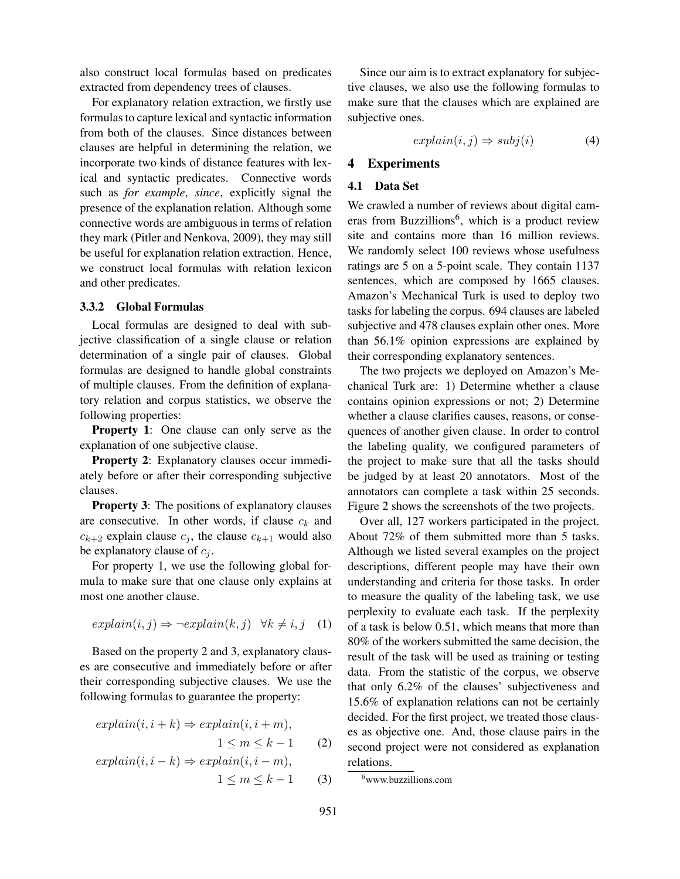also construct local formulas based on predicates extracted from dependency trees of clauses.

For explanatory relation extraction, we firstly use formulas to capture lexical and syntactic information from both of the clauses. Since distances between clauses are helpful in determining the relation, we incorporate two kinds of distance features with lexical and syntactic predicates. Connective words such as *for example*, *since*, explicitly signal the presence of the explanation relation. Although some connective words are ambiguous in terms of relation they mark (Pitler and Nenkova, 2009), they may still be useful for explanation relation extraction. Hence, we construct local formulas with relation lexicon and other predicates.

#### 3.3.2 Global Formulas

Local formulas are designed to deal with subjective classification of a single clause or relation determination of a single pair of clauses. Global formulas are designed to handle global constraints of multiple clauses. From the definition of explanatory relation and corpus statistics, we observe the following properties:

**Property 1**: One clause can only serve as the explanation of one subjective clause.

**Property 2**: Explanatory clauses occur immediately before or after their corresponding subjective clauses.

**Property 3**: The positions of explanatory clauses are consecutive. In other words, if clause $c_k$ and $c_{k+2}$ explain clause $c_j$, the clause $c_{k+1}$ would also be explanatory clause of $c_j$.

For property 1, we use the following global formula to make sure that one clause only explains at most one another clause.

$$explain(i,j) \Rightarrow \neg explain(k,j) \quad \forall k \neq i,j \quad (1)$$

Based on the property 2 and 3, explanatory clauses are consecutive and immediately before or after their corresponding subjective clauses. We use the following formulas to guarantee the property:

$$explain(i,i+k) \Rightarrow explain(i,i+m), \quad 1 \leq m \leq k-1 \quad (2)$$

$$explain(i,i-k) \Rightarrow explain(i,i-m), \quad 1 \leq m \leq k-1 \quad (3)$$

Since our aim is to extract explanatory for subjective clauses, we also use the following formulas to make sure that the clauses which are explained are subjective ones.

$$explain(i,j) \Rightarrow subj(i) \quad (4)$$

## 4 Experiments

### 4.1 Data Set

We crawled a number of reviews about digital cameras from Buzzillions[6], which is a product review site and contains more than 16 million reviews. We randomly select 100 reviews whose usefulness ratings are 5 on a 5-point scale. They contain 1137 sentences, which are composed by 1665 clauses. Amazon's Mechanical Turk is used to deploy two tasks for labeling the corpus. 694 clauses are labeled subjective and 478 clauses explain other ones. More than 56.1% opinion expressions are explained by their corresponding explanatory sentences.

The two projects we deployed on Amazon's Mechanical Turk are: 1) Determine whether a clause contains opinion expressions or not; 2) Determine whether a clause clarifies causes, reasons, or consequences of another given clause. In order to control the labeling quality, we configured parameters of the project to make sure that all the tasks should be judged by at least 20 annotators. Most of the annotators can complete a task within 25 seconds. Figure 2 shows the screenshots of the two projects.

Over all, 127 workers participated in the project. About 72% of them submitted more than 5 tasks. Although we listed several examples on the project descriptions, different people may have their own understanding and criteria for those tasks. In order to measure the quality of the labeling task, we use perplexity to evaluate each task. If the perplexity of a task is below 0.51, which means that more than 80% of the workers submitted the same decision, the result of the task will be used as training or testing data. From the statistic of the corpus, we observe that only 6.2% of the clauses' subjectiveness and 15.6% of explanation relations can not be certainly decided. For the first project, we treated those clauses as objective one. And, those clause pairs in the second project were not considered as explanation relations.

[6] www.buzzillions.com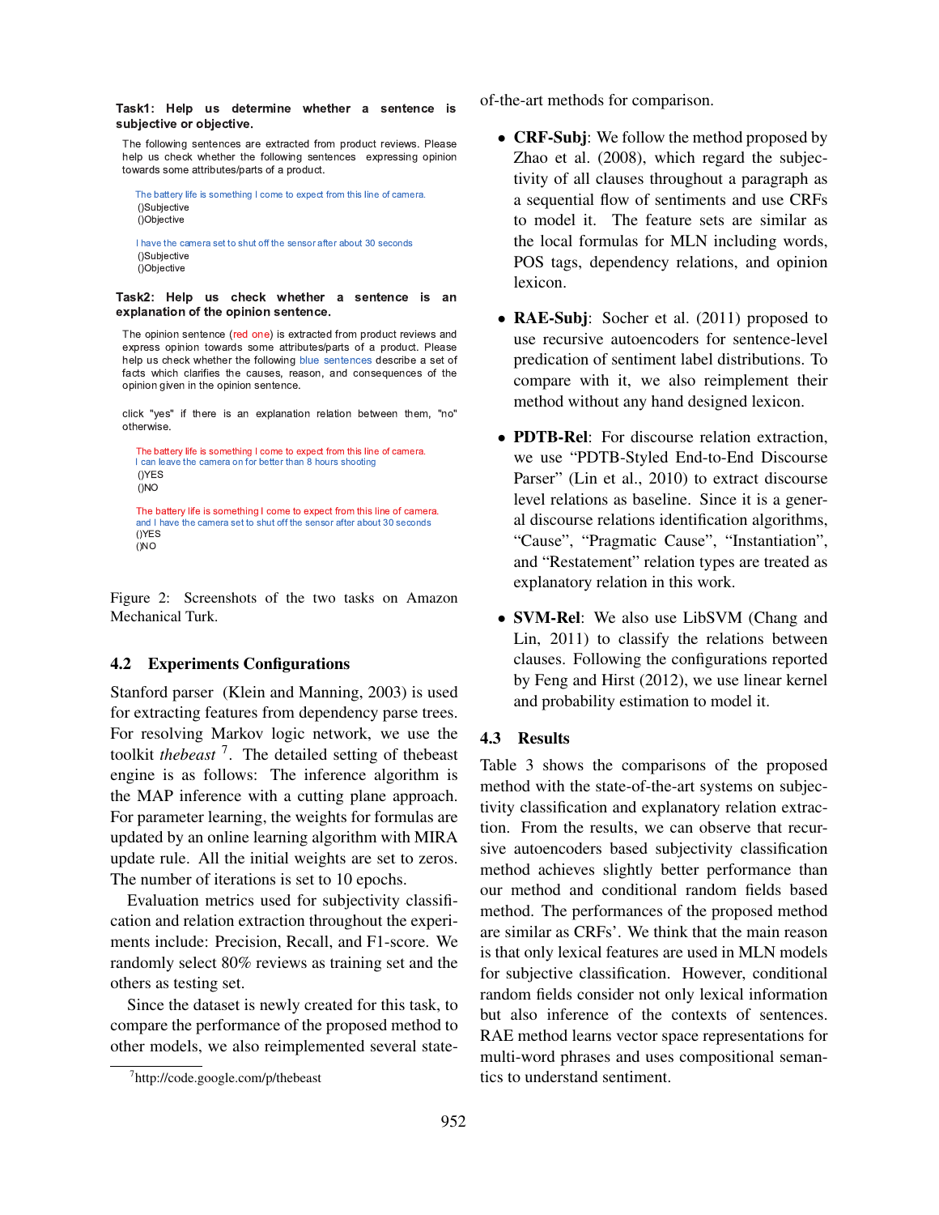**Task1: Help us determine whether a sentence is subjective or objective.**

The following sentences are extracted from product reviews. Please help us check whether the following sentences expressing opinion towards some attributes/parts of a product.

The battery life is something I come to expect from this line of camera.
()Subjective
()Objective

I have the camera set to shut off the sensor after about 30 seconds
()Subjective
()Objective

**Task2: Help us check whether a sentence is an explanation of the opinion sentence.**

The opinion sentence (red one) is extracted from product reviews and express opinion towards some attributes/parts of a product. Please help us check whether the following blue sentences describe a set of facts which clarifies the causes, reason, and consequences of the opinion given in the opinion sentence.

click "yes" if there is an explanation relation between them, "no" otherwise.

The battery life is something I come to expect from this line of camera.
I can leave the camera on for better than 8 hours shooting
()YES
()NO

The battery life is something I come to expect from this line of camera.
and I have the camera set to shut off the sensor after about 30 seconds
()YES
()NO

Figure 2: Screenshots of the two tasks on Amazon Mechanical Turk.

## 4.2 Experiments Configurations

Stanford parser (Klein and Manning, 2003) is used for extracting features from dependency parse trees. For resolving Markov logic network, we use the toolkit *thebeast* [7]. The detailed setting of thebeast engine is as follows: The inference algorithm is the MAP inference with a cutting plane approach. For parameter learning, the weights for formulas are updated by an online learning algorithm with MIRA update rule. All the initial weights are set to zeros. The number of iterations is set to 10 epochs.

Evaluation metrics used for subjectivity classification and relation extraction throughout the experiments include: Precision, Recall, and F1-score. We randomly select 80% reviews as training set and the others as testing set.

Since the dataset is newly created for this task, to compare the performance of the proposed method to other models, we also reimplemented several state-of-the-art methods for comparison.

- **CRF-Subj**: We follow the method proposed by Zhao et al. (2008), which regard the subjectivity of all clauses throughout a paragraph as a sequential flow of sentiments and use CRFs to model it. The feature sets are similar as the local formulas for MLN including words, POS tags, dependency relations, and opinion lexicon.
- **RAE-Subj**: Socher et al. (2011) proposed to use recursive autoencoders for sentence-level predication of sentiment label distributions. To compare with it, we also reimplement their method without any hand designed lexicon.
- **PDTB-Rel**: For discourse relation extraction, we use "PDTB-Styled End-to-End Discourse Parser" (Lin et al., 2010) to extract discourse level relations as baseline. Since it is a general discourse relations identification algorithms, "Cause", "Pragmatic Cause", "Instantiation", and "Restatement" relation types are treated as explanatory relation in this work.
- **SVM-Rel**: We also use LibSVM (Chang and Lin, 2011) to classify the relations between clauses. Following the configurations reported by Feng and Hirst (2012), we use linear kernel and probability estimation to model it.

## 4.3 Results

Table 3 shows the comparisons of the proposed method with the state-of-the-art systems on subjectivity classification and explanatory relation extraction. From the results, we can observe that recursive autoencoders based subjectivity classification method achieves slightly better performance than our method and conditional random fields based method. The performances of the proposed method are similar as CRFs'. We think that the main reason is that only lexical features are used in MLN models for subjective classification. However, conditional random fields consider not only lexical information but also inference of the contexts of sentences. RAE method learns vector space representations for multi-word phrases and uses compositional semantics to understand sentiment.

[7] http://code.google.com/p/thebeast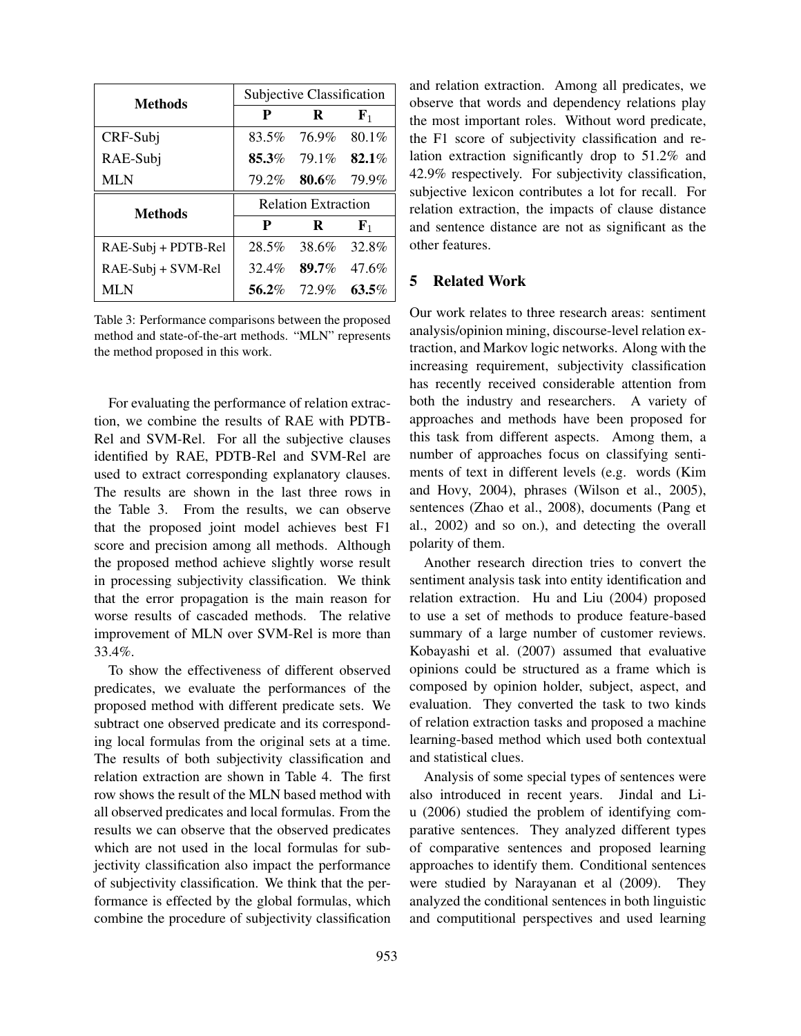| Methods | Subjective Classification | | |
|---|---|---|---|
| | **P** | **R** | **$F_1$** |
| CRF-Subj | 83.5% | 76.9% | 80.1% |
| RAE-Subj | **85.3**% | 79.1% | **82.1**% |
| MLN | 79.2% | **80.6**% | 79.9% |

| Methods | Relation Extraction | | |
|---|---|---|---|
| | **P** | **R** | **$F_1$** |
| RAE-Subj + PDTB-Rel | 28.5% | 38.6% | 32.8% |
| RAE-Subj + SVM-Rel | 32.4% | **89.7**% | 47.6% |
| MLN | **56.2**% | 72.9% | **63.5**% |

Table 3: Performance comparisons between the proposed method and state-of-the-art methods. "MLN" represents the method proposed in this work.

For evaluating the performance of relation extraction, we combine the results of RAE with PDTB-Rel and SVM-Rel. For all the subjective clauses identified by RAE, PDTB-Rel and SVM-Rel are used to extract corresponding explanatory clauses. The results are shown in the last three rows in the Table 3. From the results, we can observe that the proposed joint model achieves best F1 score and precision among all methods. Although the proposed method achieve slightly worse result in processing subjectivity classification. We think that the error propagation is the main reason for worse results of cascaded methods. The relative improvement of MLN over SVM-Rel is more than 33.4%.

To show the effectiveness of different observed predicates, we evaluate the performances of the proposed method with different predicate sets. We subtract one observed predicate and its corresponding local formulas from the original sets at a time. The results of both subjectivity classification and relation extraction are shown in Table 4. The first row shows the result of the MLN based method with all observed predicates and local formulas. From the results we can observe that the observed predicates which are not used in the local formulas for subjectivity classification also impact the performance of subjectivity classification. We think that the performance is effected by the global formulas, which combine the procedure of subjectivity classification and relation extraction. Among all predicates, we observe that words and dependency relations play the most important roles. Without word predicate, the F1 score of subjectivity classification and relation extraction significantly drop to 51.2% and 42.9% respectively. For subjectivity classification, subjective lexicon contributes a lot for recall. For relation extraction, the impacts of clause distance and sentence distance are not as significant as the other features.

## 5 Related Work

Our work relates to three research areas: sentiment analysis/opinion mining, discourse-level relation extraction, and Markov logic networks. Along with the increasing requirement, subjectivity classification has recently received considerable attention from both the industry and researchers. A variety of approaches and methods have been proposed for this task from different aspects. Among them, a number of approaches focus on classifying sentiments of text in different levels (e.g. words (Kim and Hovy, 2004), phrases (Wilson et al., 2005), sentences (Zhao et al., 2008), documents (Pang et al., 2002) and so on.), and detecting the overall polarity of them.

Another research direction tries to convert the sentiment analysis task into entity identification and relation extraction. Hu and Liu (2004) proposed to use a set of methods to produce feature-based summary of a large number of customer reviews. Kobayashi et al. (2007) assumed that evaluative opinions could be structured as a frame which is composed by opinion holder, subject, aspect, and evaluation. They converted the task to two kinds of relation extraction tasks and proposed a machine learning-based method which used both contextual and statistical clues.

Analysis of some special types of sentences were also introduced in recent years. Jindal and Liu (2006) studied the problem of identifying comparative sentences. They analyzed different types of comparative sentences and proposed learning approaches to identify them. Conditional sentences were studied by Narayanan et al (2009). They analyzed the conditional sentences in both linguistic and computitional perspectives and used learning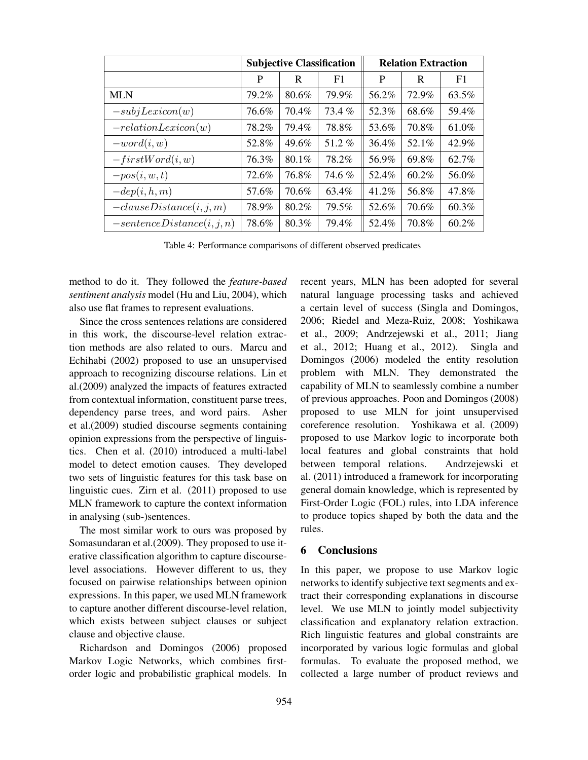| | Subjective Classification | | | Relation Extraction | | |
|---|---|---|---|---|---|---|
| | P | R | F1 | P | R | F1 |
| MLN | 79.2% | 80.6% | 79.9% | 56.2% | 72.9% | 63.5% |
| $-subjLexicon(w)$ | 76.6% | 70.4% | 73.4 % | 52.3% | 68.6% | 59.4% |
| $-relationLexicon(w)$ | 78.2% | 79.4% | 78.8% | 53.6% | 70.8% | 61.0% |
| $-word(i, w)$ | 52.8% | 49.6% | 51.2 % | 36.4% | 52.1% | 42.9% |
| $-firstWord(i, w)$ | 76.3% | 80.1% | 78.2% | 56.9% | 69.8% | 62.7% |
| $-pos(i, w, t)$ | 72.6% | 76.8% | 74.6 % | 52.4% | 60.2% | 56.0% |
| $-dep(i, h, m)$ | 57.6% | 70.6% | 63.4% | 41.2% | 56.8% | 47.8% |
| $-clauseDistance(i, j, m)$ | 78.9% | 80.2% | 79.5% | 52.6% | 70.6% | 60.3% |
| $-sentenceDistance(i, j, n)$ | 78.6% | 80.3% | 79.4% | 52.4% | 70.8% | 60.2% |

Table 4: Performance comparisons of different observed predicates

method to do it. They followed the *feature-based sentiment analysis* model (Hu and Liu, 2004), which also use flat frames to represent evaluations.

Since the cross sentences relations are considered in this work, the discourse-level relation extraction methods are also related to ours. Marcu and Echihabi (2002) proposed to use an unsupervised approach to recognizing discourse relations. Lin et al.(2009) analyzed the impacts of features extracted from contextual information, constituent parse trees, dependency parse trees, and word pairs. Asher et al.(2009) studied discourse segments containing opinion expressions from the perspective of linguistics. Chen et al. (2010) introduced a multi-label model to detect emotion causes. They developed two sets of linguistic features for this task base on linguistic cues. Zirn et al. (2011) proposed to use MLN framework to capture the context information in analysing (sub-)sentences.

The most similar work to ours was proposed by Somasundaran et al.(2009). They proposed to use iterative classification algorithm to capture discourse-level associations. However different to us, they focused on pairwise relationships between opinion expressions. In this paper, we used MLN framework to capture another different discourse-level relation, which exists between subject clauses or subject clause and objective clause.

Richardson and Domingos (2006) proposed Markov Logic Networks, which combines first-order logic and probabilistic graphical models. In recent years, MLN has been adopted for several natural language processing tasks and achieved a certain level of success (Singla and Domingos, 2006; Riedel and Meza-Ruiz, 2008; Yoshikawa et al., 2009; Andrzejewski et al., 2011; Jiang et al., 2012; Huang et al., 2012). Singla and Domingos (2006) modeled the entity resolution problem with MLN. They demonstrated the capability of MLN to seamlessly combine a number of previous approaches. Poon and Domingos (2008) proposed to use MLN for joint unsupervised coreference resolution. Yoshikawa et al. (2009) proposed to use Markov logic to incorporate both local features and global constraints that hold between temporal relations. Andrzejewski et al. (2011) introduced a framework for incorporating general domain knowledge, which is represented by First-Order Logic (FOL) rules, into LDA inference to produce topics shaped by both the data and the rules.

## 6 Conclusions

In this paper, we propose to use Markov logic networks to identify subjective text segments and extract their corresponding explanations in discourse level. We use MLN to jointly model subjectivity classification and explanatory relation extraction. Rich linguistic features and global constraints are incorporated by various logic formulas and global formulas. To evaluate the proposed method, we collected a large number of product reviews and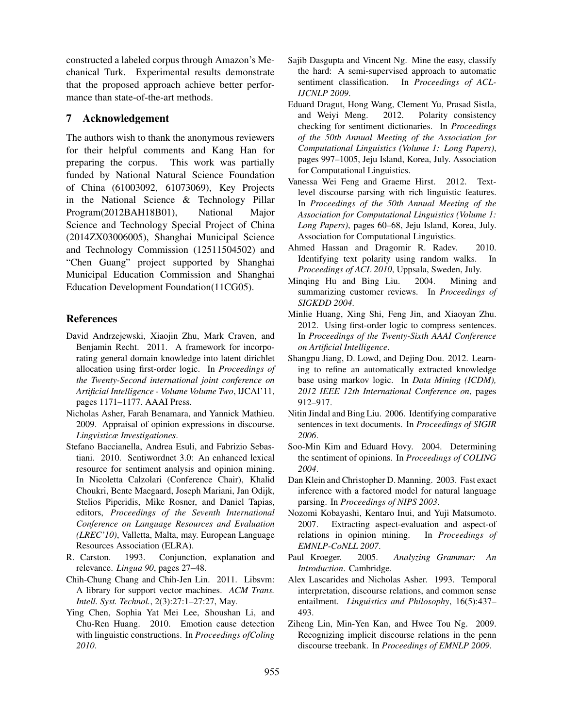constructed a labeled corpus through Amazon's Mechanical Turk. Experimental results demonstrate that the proposed approach achieve better performance than state-of-the-art methods.

## 7 Acknowledgement

The authors wish to thank the anonymous reviewers for their helpful comments and Kang Han for preparing the corpus. This work was partially funded by National Natural Science Foundation of China (61003092, 61073069), Key Projects in the National Science & Technology Pillar Program(2012BAH18B01), National Major Science and Technology Special Project of China (2014ZX03006005), Shanghai Municipal Science and Technology Commission (12511504502) and "Chen Guang" project supported by Shanghai Municipal Education Commission and Shanghai Education Development Foundation(11CG05).

## References

David Andrzejewski, Xiaojin Zhu, Mark Craven, and Benjamin Recht. 2011. A framework for incorporating general domain knowledge into latent dirichlet allocation using first-order logic. In *Proceedings of the Twenty-Second international joint conference on Artificial Intelligence - Volume Volume Two*, IJCAI'11, pages 1171–1177. AAAI Press.

Nicholas Asher, Farah Benamara, and Yannick Mathieu. 2009. Appraisal of opinion expressions in discourse. *Lingvisticæ Investigationes*.

Stefano Baccianella, Andrea Esuli, and Fabrizio Sebastiani. 2010. Sentiwordnet 3.0: An enhanced lexical resource for sentiment analysis and opinion mining. In Nicoletta Calzolari (Conference Chair), Khalid Choukri, Bente Maegaard, Joseph Mariani, Jan Odijk, Stelios Piperidis, Mike Rosner, and Daniel Tapias, editors, *Proceedings of the Seventh International Conference on Language Resources and Evaluation (LREC'10)*, Valletta, Malta, may. European Language Resources Association (ELRA).

R. Carston. 1993. Conjunction, explanation and relevance. *Lingua 90*, pages 27–48.

Chih-Chung Chang and Chih-Jen Lin. 2011. Libsvm: A library for support vector machines. *ACM Trans. Intell. Syst. Technol.*, 2(3):27:1–27:27, May.

Ying Chen, Sophia Yat Mei Lee, Shoushan Li, and Chu-Ren Huang. 2010. Emotion cause detection with linguistic constructions. In *Proceedings ofColing 2010*.

Sajib Dasgupta and Vincent Ng. Mine the easy, classify the hard: A semi-supervised approach to automatic sentiment classification. In *Proceedings of ACL-IJCNLP 2009*.

Eduard Dragut, Hong Wang, Clement Yu, Prasad Sistla, and Weiyi Meng. 2012. Polarity consistency checking for sentiment dictionaries. In *Proceedings of the 50th Annual Meeting of the Association for Computational Linguistics (Volume 1: Long Papers)*, pages 997–1005, Jeju Island, Korea, July. Association for Computational Linguistics.

Vanessa Wei Feng and Graeme Hirst. 2012. Text-level discourse parsing with rich linguistic features. In *Proceedings of the 50th Annual Meeting of the Association for Computational Linguistics (Volume 1: Long Papers)*, pages 60–68, Jeju Island, Korea, July. Association for Computational Linguistics.

Ahmed Hassan and Dragomir R. Radev. 2010. Identifying text polarity using random walks. In *Proceedings of ACL 2010*, Uppsala, Sweden, July.

Minqing Hu and Bing Liu. 2004. Mining and summarizing customer reviews. In *Proceedings of SIGKDD 2004*.

Minlie Huang, Xing Shi, Feng Jin, and Xiaoyan Zhu. 2012. Using first-order logic to compress sentences. In *Proceedings of the Twenty-Sixth AAAI Conference on Artificial Intelligence*.

Shangpu Jiang, D. Lowd, and Dejing Dou. 2012. Learning to refine an automatically extracted knowledge base using markov logic. In *Data Mining (ICDM), 2012 IEEE 12th International Conference on*, pages 912–917.

Nitin Jindal and Bing Liu. 2006. Identifying comparative sentences in text documents. In *Proceedings of SIGIR 2006*.

Soo-Min Kim and Eduard Hovy. 2004. Determining the sentiment of opinions. In *Proceedings of COLING 2004*.

Dan Klein and Christopher D. Manning. 2003. Fast exact inference with a factored model for natural language parsing. In *Proceedings of NIPS 2003*.

Nozomi Kobayashi, Kentaro Inui, and Yuji Matsumoto. 2007. Extracting aspect-evaluation and aspect-of relations in opinion mining. In *Proceedings of EMNLP-CoNLL 2007*.

Paul Kroeger. 2005. *Analyzing Grammar: An Introduction*. Cambridge.

Alex Lascarides and Nicholas Asher. 1993. Temporal interpretation, discourse relations, and common sense entailment. *Linguistics and Philosophy*, 16(5):437–493.

Ziheng Lin, Min-Yen Kan, and Hwee Tou Ng. 2009. Recognizing implicit discourse relations in the penn discourse treebank. In *Proceedings of EMNLP 2009*.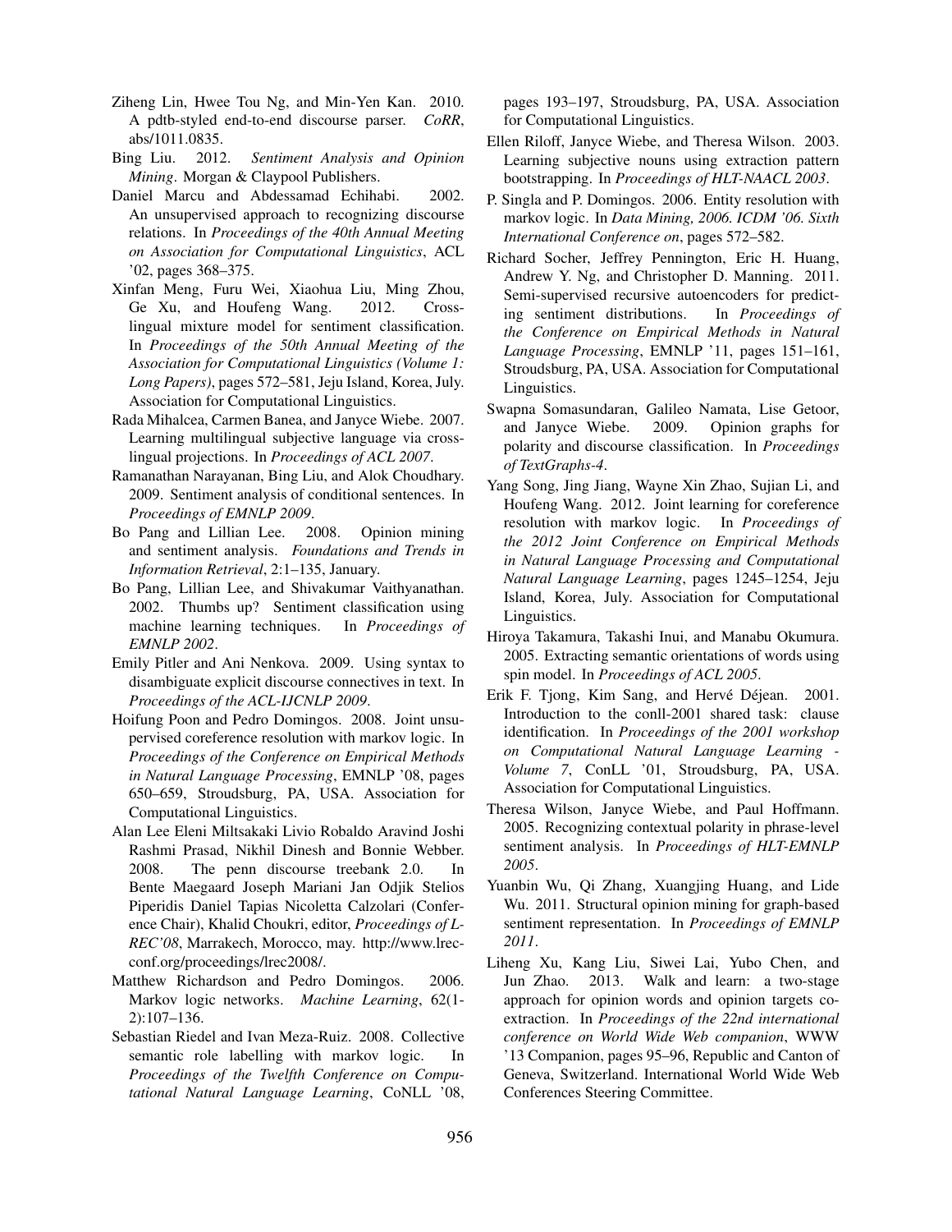Ziheng Lin, Hwee Tou Ng, and Min-Yen Kan. 2010. A pdtb-styled end-to-end discourse parser. *CoRR*, abs/1011.0835.

Bing Liu. 2012. *Sentiment Analysis and Opinion Mining*. Morgan & Claypool Publishers.

Daniel Marcu and Abdessamad Echihabi. 2002. An unsupervised approach to recognizing discourse relations. In *Proceedings of the 40th Annual Meeting on Association for Computational Linguistics*, ACL '02, pages 368–375.

Xinfan Meng, Furu Wei, Xiaohua Liu, Ming Zhou, Ge Xu, and Houfeng Wang. 2012. Cross-lingual mixture model for sentiment classification. In *Proceedings of the 50th Annual Meeting of the Association for Computational Linguistics (Volume 1: Long Papers)*, pages 572–581, Jeju Island, Korea, July. Association for Computational Linguistics.

Rada Mihalcea, Carmen Banea, and Janyce Wiebe. 2007. Learning multilingual subjective language via cross-lingual projections. In *Proceedings of ACL 2007*.

Ramanathan Narayanan, Bing Liu, and Alok Choudhary. 2009. Sentiment analysis of conditional sentences. In *Proceedings of EMNLP 2009*.

Bo Pang and Lillian Lee. 2008. Opinion mining and sentiment analysis. *Foundations and Trends in Information Retrieval*, 2:1–135, January.

Bo Pang, Lillian Lee, and Shivakumar Vaithyanathan. 2002. Thumbs up? Sentiment classification using machine learning techniques. In *Proceedings of EMNLP 2002*.

Emily Pitler and Ani Nenkova. 2009. Using syntax to disambiguate explicit discourse connectives in text. In *Proceedings of the ACL-IJCNLP 2009*.

Hoifung Poon and Pedro Domingos. 2008. Joint unsupervised coreference resolution with markov logic. In *Proceedings of the Conference on Empirical Methods in Natural Language Processing*, EMNLP '08, pages 650–659, Stroudsburg, PA, USA. Association for Computational Linguistics.

Alan Lee Eleni Miltsakaki Livio Robaldo Aravind Joshi Rashmi Prasad, Nikhil Dinesh and Bonnie Webber. 2008. The penn discourse treebank 2.0. In Bente Maegaard Joseph Mariani Jan Odjik Stelios Piperidis Daniel Tapias Nicoletta Calzolari (Conference Chair), Khalid Choukri, editor, *Proceedings of L-REC'08*, Marrakech, Morocco, may. http://www.lrec-conf.org/proceedings/lrec2008/.

Matthew Richardson and Pedro Domingos. 2006. Markov logic networks. *Machine Learning*, 62(1-2):107–136.

Sebastian Riedel and Ivan Meza-Ruiz. 2008. Collective semantic role labelling with markov logic. In *Proceedings of the Twelfth Conference on Computational Natural Language Learning*, CoNLL '08, pages 193–197, Stroudsburg, PA, USA. Association for Computational Linguistics.

Ellen Riloff, Janyce Wiebe, and Theresa Wilson. 2003. Learning subjective nouns using extraction pattern bootstrapping. In *Proceedings of HLT-NAACL 2003*.

P. Singla and P. Domingos. 2006. Entity resolution with markov logic. In *Data Mining, 2006. ICDM '06. Sixth International Conference on*, pages 572–582.

Richard Socher, Jeffrey Pennington, Eric H. Huang, Andrew Y. Ng, and Christopher D. Manning. 2011. Semi-supervised recursive autoencoders for predicting sentiment distributions. In *Proceedings of the Conference on Empirical Methods in Natural Language Processing*, EMNLP '11, pages 151–161, Stroudsburg, PA, USA. Association for Computational Linguistics.

Swapna Somasundaran, Galileo Namata, Lise Getoor, and Janyce Wiebe. 2009. Opinion graphs for polarity and discourse classification. In *Proceedings of TextGraphs-4*.

Yang Song, Jing Jiang, Wayne Xin Zhao, Sujian Li, and Houfeng Wang. 2012. Joint learning for coreference resolution with markov logic. In *Proceedings of the 2012 Joint Conference on Empirical Methods in Natural Language Processing and Computational Natural Language Learning*, pages 1245–1254, Jeju Island, Korea, July. Association for Computational Linguistics.

Hiroya Takamura, Takashi Inui, and Manabu Okumura. 2005. Extracting semantic orientations of words using spin model. In *Proceedings of ACL 2005*.

Erik F. Tjong, Kim Sang, and Hervé Déjean. 2001. Introduction to the conll-2001 shared task: clause identification. In *Proceedings of the 2001 workshop on Computational Natural Language Learning - Volume 7*, ConLL '01, Stroudsburg, PA, USA. Association for Computational Linguistics.

Theresa Wilson, Janyce Wiebe, and Paul Hoffmann. 2005. Recognizing contextual polarity in phrase-level sentiment analysis. In *Proceedings of HLT-EMNLP 2005*.

Yuanbin Wu, Qi Zhang, Xuangjing Huang, and Lide Wu. 2011. Structural opinion mining for graph-based sentiment representation. In *Proceedings of EMNLP 2011*.

Liheng Xu, Kang Liu, Siwei Lai, Yubo Chen, and Jun Zhao. 2013. Walk and learn: a two-stage approach for opinion words and opinion targets co-extraction. In *Proceedings of the 22nd international conference on World Wide Web companion*, WWW '13 Companion, pages 95–96, Republic and Canton of Geneva, Switzerland. International World Wide Web Conferences Steering Committee.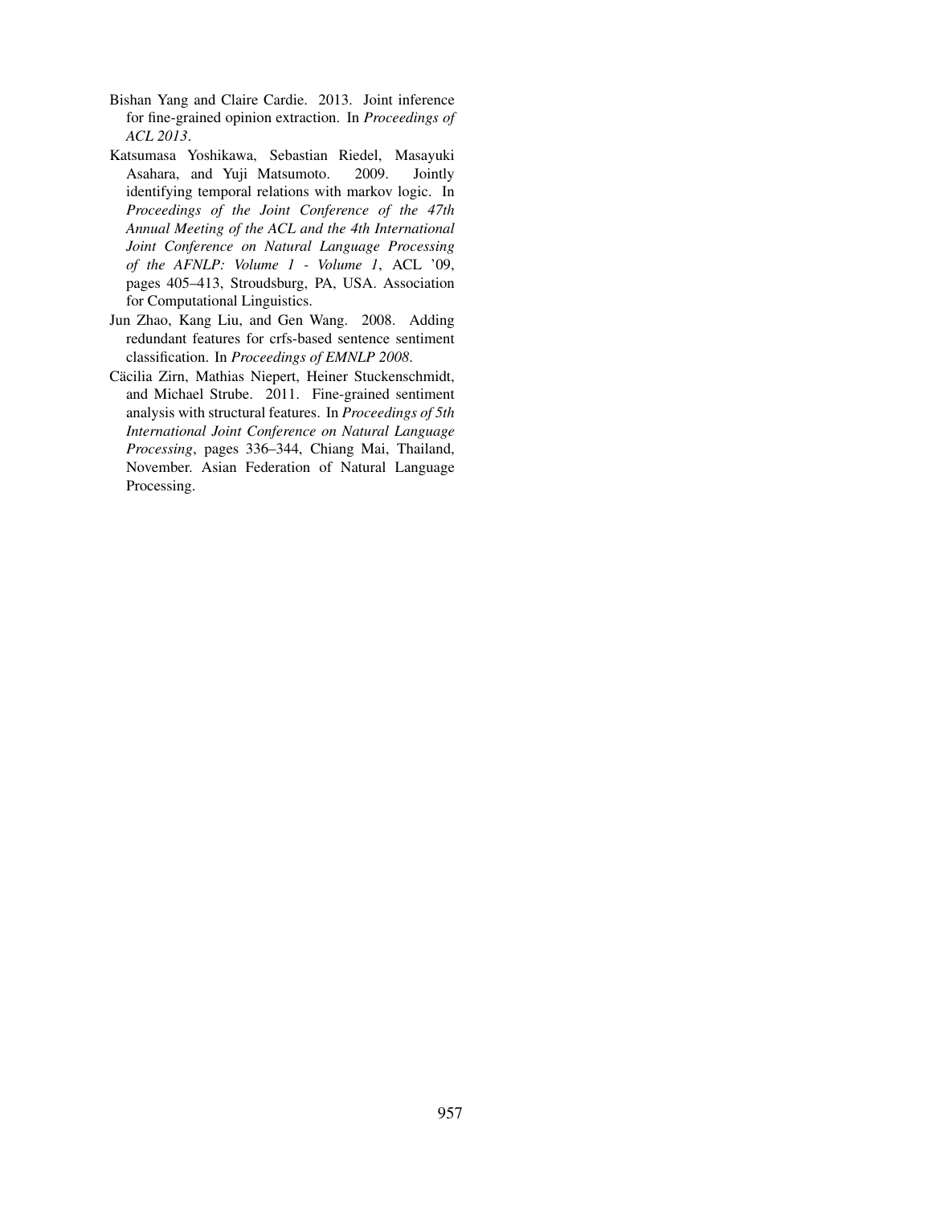Bishan Yang and Claire Cardie. 2013. Joint inference for fine-grained opinion extraction. In *Proceedings of ACL 2013*.

Katsumasa Yoshikawa, Sebastian Riedel, Masayuki Asahara, and Yuji Matsumoto. 2009. Jointly identifying temporal relations with markov logic. In *Proceedings of the Joint Conference of the 47th Annual Meeting of the ACL and the 4th International Joint Conference on Natural Language Processing of the AFNLP: Volume 1 - Volume 1*, ACL '09, pages 405–413, Stroudsburg, PA, USA. Association for Computational Linguistics.

Jun Zhao, Kang Liu, and Gen Wang. 2008. Adding redundant features for crfs-based sentence sentiment classification. In *Proceedings of EMNLP 2008*.

Căcilia Zirn, Mathias Niepert, Heiner Stuckenschmidt, and Michael Strube. 2011. Fine-grained sentiment analysis with structural features. In *Proceedings of 5th International Joint Conference on Natural Language Processing*, pages 336–344, Chiang Mai, Thailand, November. Asian Federation of Natural Language Processing.